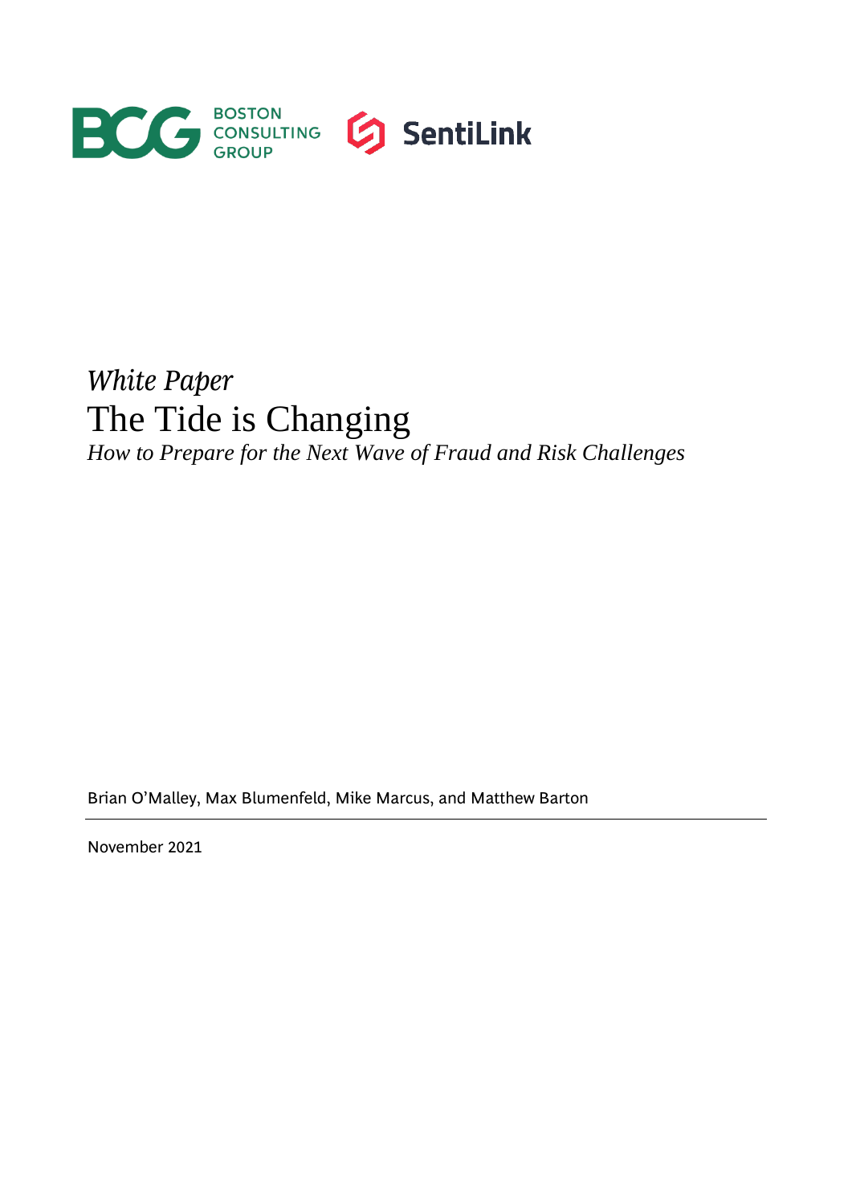BOSTON CONSULTING GROUP

SentiLink

*White Paper*

# The Tide is Changing

*How to Prepare for the Next Wave of Fraud and Risk Challenges*

Brian O'Malley, Max Blumenfeld, Mike Marcus, and Matthew Barton

November 2021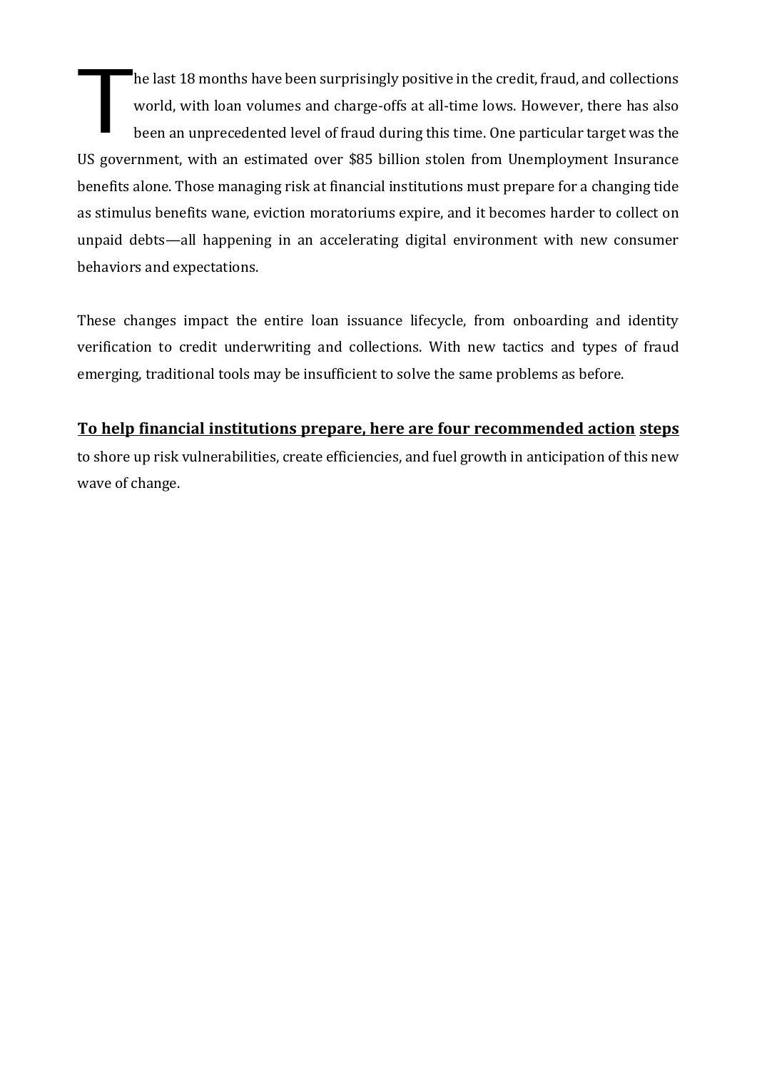The last 18 months have been surprisingly positive in the credit, fraud, and collections world, with loan volumes and charge-offs at all-time lows. However, there has also been an unprecedented level of fraud during this time. One particular target was the US government, with an estimated over $85 billion stolen from Unemployment Insurance benefits alone. Those managing risk at financial institutions must prepare for a changing tide as stimulus benefits wane, eviction moratoriums expire, and it becomes harder to collect on unpaid debts—all happening in an accelerating digital environment with new consumer behaviors and expectations.

These changes impact the entire loan issuance lifecycle, from onboarding and identity verification to credit underwriting and collections. With new tactics and types of fraud emerging, traditional tools may be insufficient to solve the same problems as before.

**<u>To help financial institutions prepare, here are four recommended action steps</u>** to shore up risk vulnerabilities, create efficiencies, and fuel growth in anticipation of this new wave of change.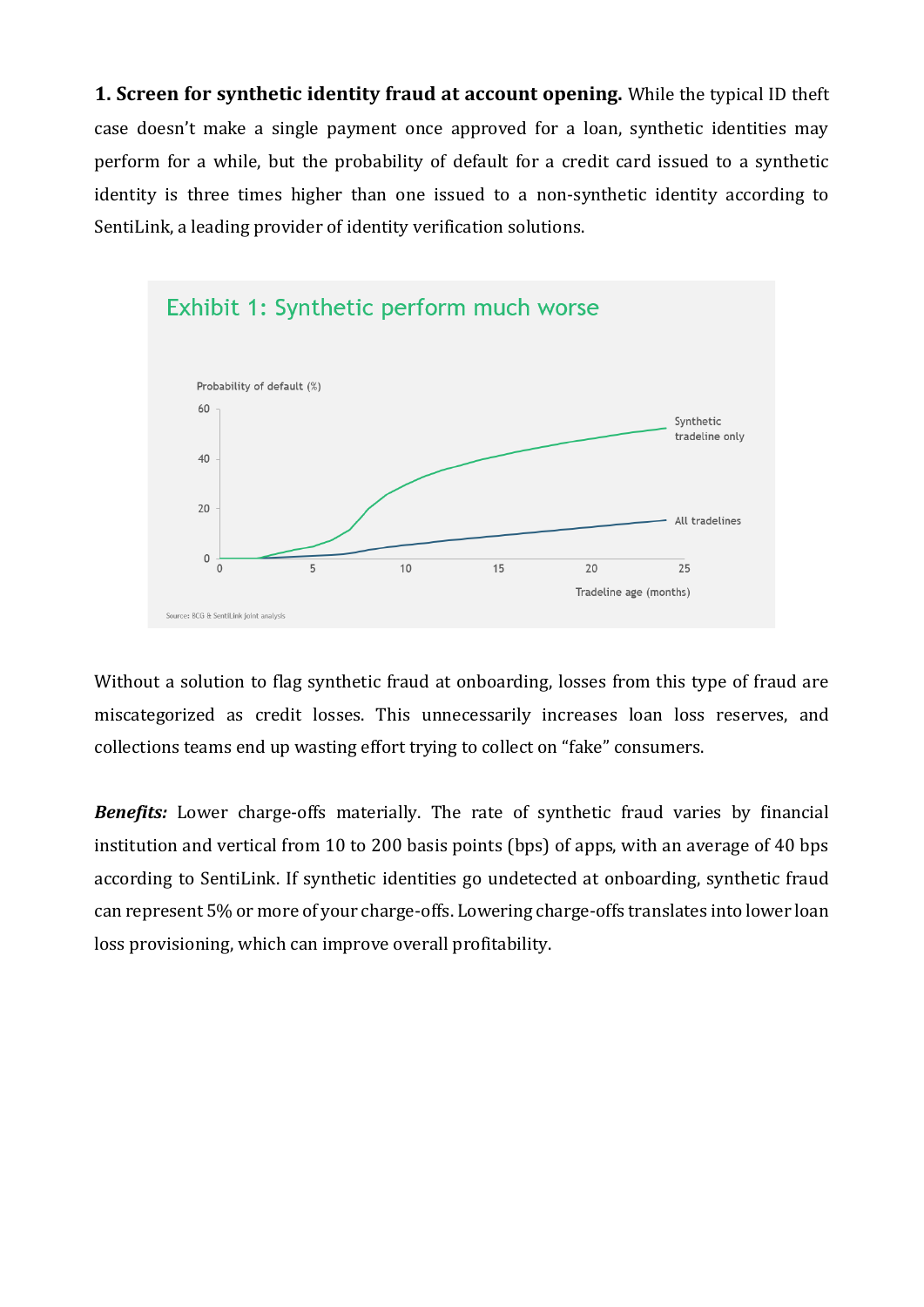**1. Screen for synthetic identity fraud at account opening.** While the typical ID theft case doesn't make a single payment once approved for a loan, synthetic identities may perform for a while, but the probability of default for a credit card issued to a synthetic identity is three times higher than one issued to a non-synthetic identity according to SentiLink, a leading provider of identity verification solutions.

Exhibit 1: Synthetic perform much worse

Probability of default (%)

Synthetic tradeline only

All tradelines

Tradeline age (months)

Source: BCG & SentiLink joint analysis

Without a solution to flag synthetic fraud at onboarding, losses from this type of fraud are miscategorized as credit losses. This unnecessarily increases loan loss reserves, and collections teams end up wasting effort trying to collect on "fake" consumers.

***Benefits:*** Lower charge-offs materially. The rate of synthetic fraud varies by financial institution and vertical from 10 to 200 basis points (bps) of apps, with an average of 40 bps according to SentiLink. If synthetic identities go undetected at onboarding, synthetic fraud can represent 5% or more of your charge-offs. Lowering charge-offs translates into lower loan loss provisioning, which can improve overall profitability.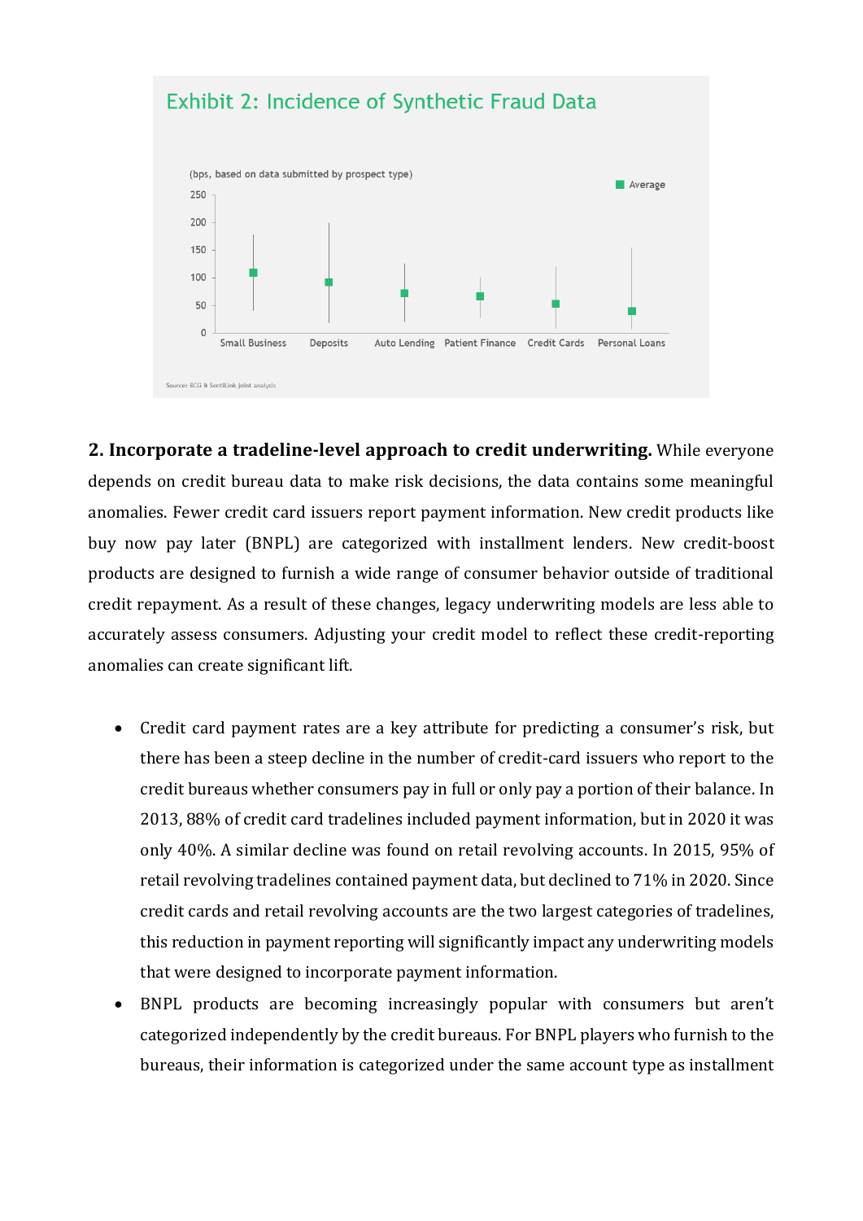Exhibit 2: Incidence of Synthetic Fraud Data

(bps, based on data submitted by prospect type)

Source: BCG & SentiLink joint analysis

**2. Incorporate a tradeline-level approach to credit underwriting.** While everyone depends on credit bureau data to make risk decisions, the data contains some meaningful anomalies. Fewer credit card issuers report payment information. New credit products like buy now pay later (BNPL) are categorized with installment lenders. New credit-boost products are designed to furnish a wide range of consumer behavior outside of traditional credit repayment. As a result of these changes, legacy underwriting models are less able to accurately assess consumers. Adjusting your credit model to reflect these credit-reporting anomalies can create significant lift.

- Credit card payment rates are a key attribute for predicting a consumer's risk, but there has been a steep decline in the number of credit-card issuers who report to the credit bureaus whether consumers pay in full or only pay a portion of their balance. In 2013, 88% of credit card tradelines included payment information, but in 2020 it was only 40%. A similar decline was found on retail revolving accounts. In 2015, 95% of retail revolving tradelines contained payment data, but declined to 71% in 2020. Since credit cards and retail revolving accounts are the two largest categories of tradelines, this reduction in payment reporting will significantly impact any underwriting models that were designed to incorporate payment information.
- BNPL products are becoming increasingly popular with consumers but aren't categorized independently by the credit bureaus. For BNPL players who furnish to the bureaus, their information is categorized under the same account type as installment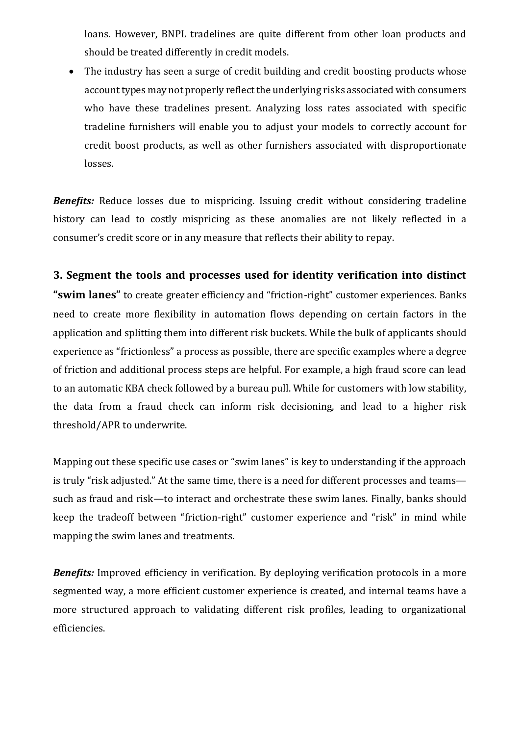loans. However, BNPL tradelines are quite different from other loan products and should be treated differently in credit models.

- The industry has seen a surge of credit building and credit boosting products whose account types may not properly reflect the underlying risks associated with consumers who have these tradelines present. Analyzing loss rates associated with specific tradeline furnishers will enable you to adjust your models to correctly account for credit boost products, as well as other furnishers associated with disproportionate losses.

***Benefits:*** Reduce losses due to mispricing. Issuing credit without considering tradeline history can lead to costly mispricing as these anomalies are not likely reflected in a consumer's credit score or in any measure that reflects their ability to repay.

**3. Segment the tools and processes used for identity verification into distinct "swim lanes"** to create greater efficiency and "friction-right" customer experiences. Banks need to create more flexibility in automation flows depending on certain factors in the application and splitting them into different risk buckets. While the bulk of applicants should experience as "frictionless" a process as possible, there are specific examples where a degree of friction and additional process steps are helpful. For example, a high fraud score can lead to an automatic KBA check followed by a bureau pull. While for customers with low stability, the data from a fraud check can inform risk decisioning, and lead to a higher risk threshold/APR to underwrite.

Mapping out these specific use cases or "swim lanes" is key to understanding if the approach is truly "risk adjusted." At the same time, there is a need for different processes and teams—such as fraud and risk—to interact and orchestrate these swim lanes. Finally, banks should keep the tradeoff between "friction-right" customer experience and "risk" in mind while mapping the swim lanes and treatments.

***Benefits:*** Improved efficiency in verification. By deploying verification protocols in a more segmented way, a more efficient customer experience is created, and internal teams have a more structured approach to validating different risk profiles, leading to organizational efficiencies.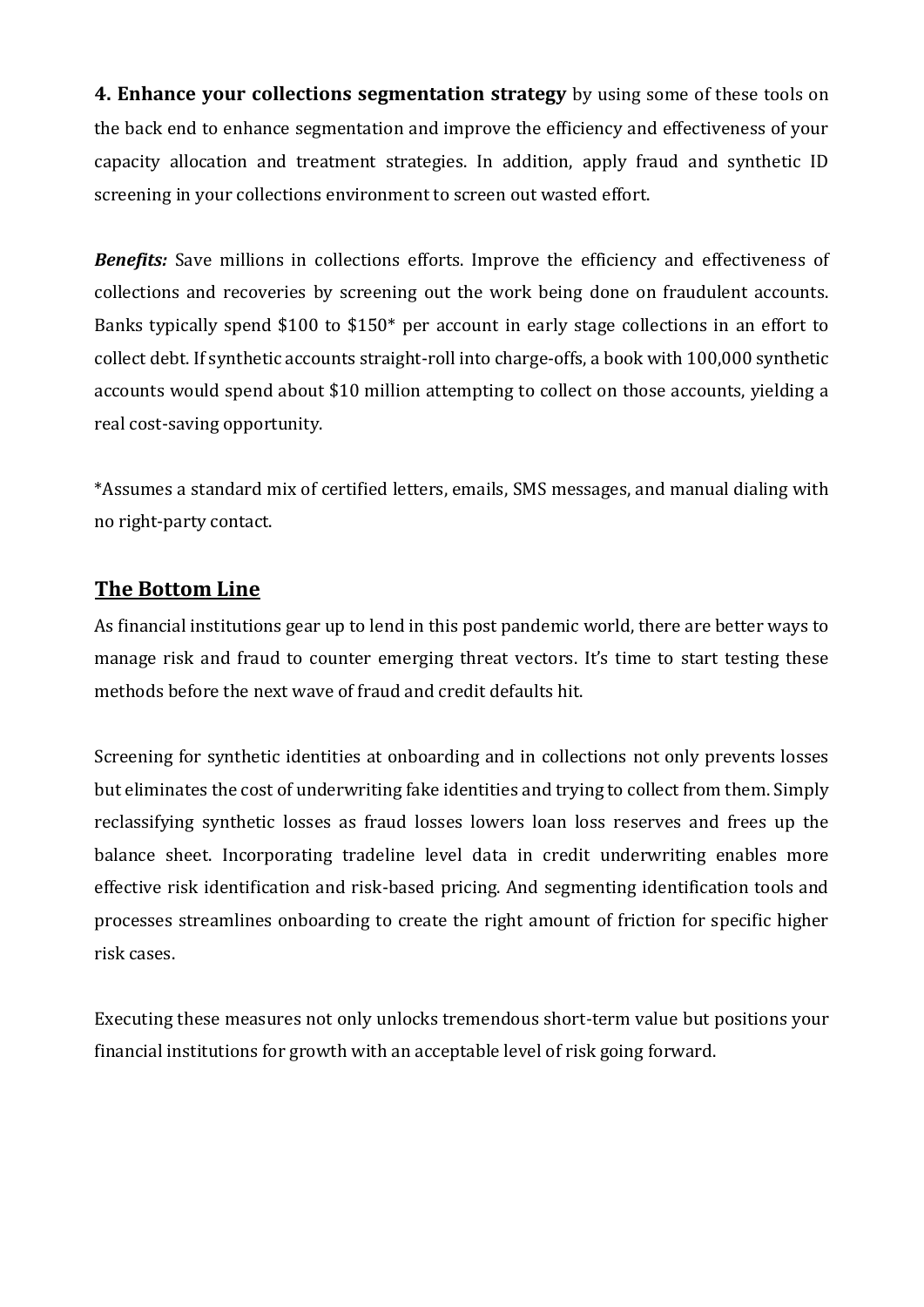**4. Enhance your collections segmentation strategy** by using some of these tools on the back end to enhance segmentation and improve the efficiency and effectiveness of your capacity allocation and treatment strategies. In addition, apply fraud and synthetic ID screening in your collections environment to screen out wasted effort.

***Benefits:*** Save millions in collections efforts. Improve the efficiency and effectiveness of collections and recoveries by screening out the work being done on fraudulent accounts. Banks typically spend $100 to $150* per account in early stage collections in an effort to collect debt. If synthetic accounts straight-roll into charge-offs, a book with 100,000 synthetic accounts would spend about $10 million attempting to collect on those accounts, yielding a real cost-saving opportunity.

*Assumes a standard mix of certified letters, emails, SMS messages, and manual dialing with no right-party contact.

## The Bottom Line

As financial institutions gear up to lend in this post pandemic world, there are better ways to manage risk and fraud to counter emerging threat vectors. It's time to start testing these methods before the next wave of fraud and credit defaults hit.

Screening for synthetic identities at onboarding and in collections not only prevents losses but eliminates the cost of underwriting fake identities and trying to collect from them. Simply reclassifying synthetic losses as fraud losses lowers loan loss reserves and frees up the balance sheet. Incorporating tradeline level data in credit underwriting enables more effective risk identification and risk-based pricing. And segmenting identification tools and processes streamlines onboarding to create the right amount of friction for specific higher risk cases.

Executing these measures not only unlocks tremendous short-term value but positions your financial institutions for growth with an acceptable level of risk going forward.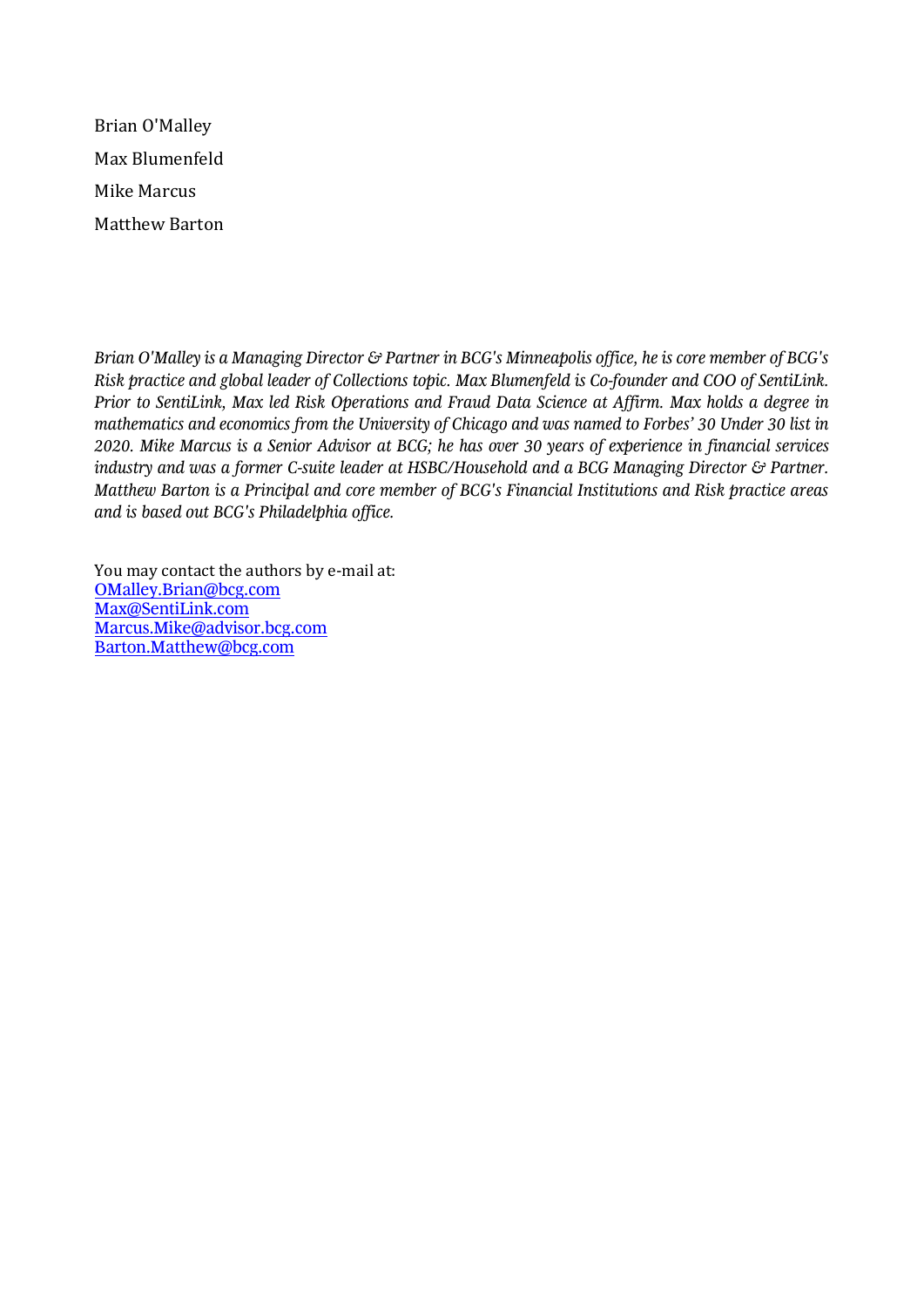Brian O'Malley

Max Blumenfeld

Mike Marcus

Matthew Barton

*Brian O'Malley is a Managing Director & Partner in BCG's Minneapolis office, he is core member of BCG's Risk practice and global leader of Collections topic. Max Blumenfeld is Co-founder and COO of SentiLink. Prior to SentiLink, Max led Risk Operations and Fraud Data Science at Affirm. Max holds a degree in mathematics and economics from the University of Chicago and was named to Forbes' 30 Under 30 list in 2020. Mike Marcus is a Senior Advisor at BCG; he has over 30 years of experience in financial services industry and was a former C-suite leader at HSBC/Household and a BCG Managing Director & Partner. Matthew Barton is a Principal and core member of BCG's Financial Institutions and Risk practice areas and is based out BCG's Philadelphia office.*

You may contact the authors by e-mail at:
[OMalley.Brian@bcg.com](mailto:OMalley.Brian@bcg.com)
[Max@SentiLink.com](mailto:Max@SentiLink.com)
[Marcus.Mike@advisor.bcg.com](mailto:Marcus.Mike@advisor.bcg.com)
[Barton.Matthew@bcg.com](mailto:Barton.Matthew@bcg.com)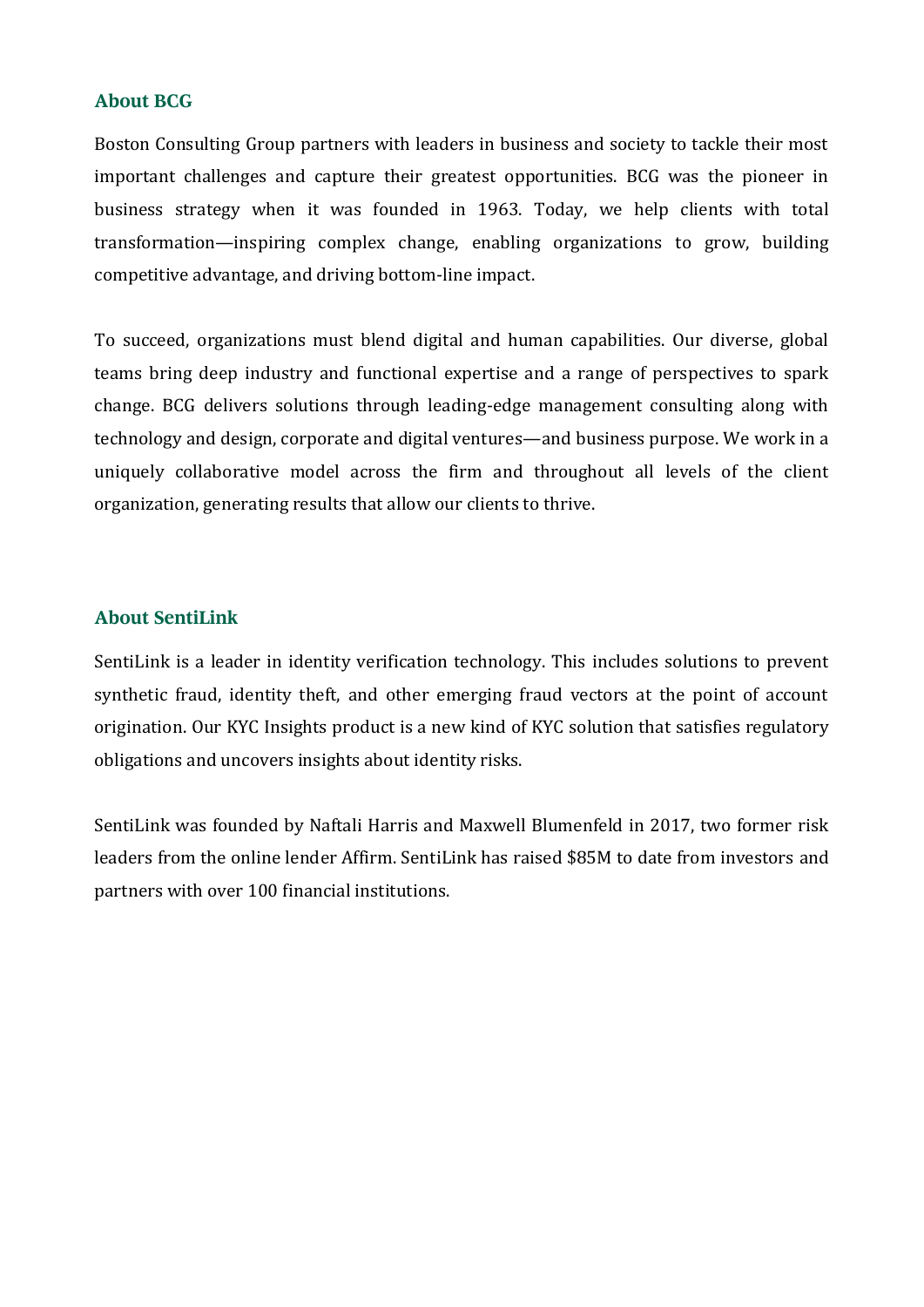## About BCG

Boston Consulting Group partners with leaders in business and society to tackle their most important challenges and capture their greatest opportunities. BCG was the pioneer in business strategy when it was founded in 1963. Today, we help clients with total transformation—inspiring complex change, enabling organizations to grow, building competitive advantage, and driving bottom-line impact.

To succeed, organizations must blend digital and human capabilities. Our diverse, global teams bring deep industry and functional expertise and a range of perspectives to spark change. BCG delivers solutions through leading-edge management consulting along with technology and design, corporate and digital ventures—and business purpose. We work in a uniquely collaborative model across the firm and throughout all levels of the client organization, generating results that allow our clients to thrive.

## About SentiLink

SentiLink is a leader in identity verification technology. This includes solutions to prevent synthetic fraud, identity theft, and other emerging fraud vectors at the point of account origination. Our KYC Insights product is a new kind of KYC solution that satisfies regulatory obligations and uncovers insights about identity risks.

SentiLink was founded by Naftali Harris and Maxwell Blumenfeld in 2017, two former risk leaders from the online lender Affirm. SentiLink has raised $85M to date from investors and partners with over 100 financial institutions.